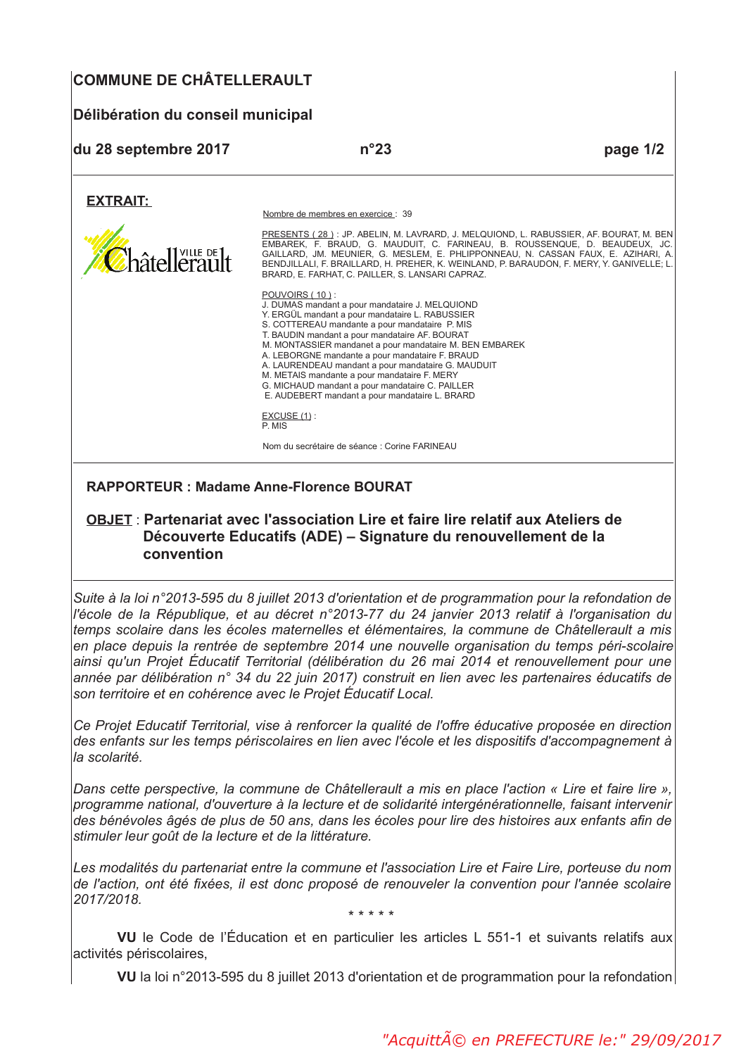# COMMUNE DE CHÂTELLERAULT

## Délibération du conseil municipal

**du 28 septembre 2017** **n°23**

**EXTRAIT:**

Nombre de membres en exercice : 39

PRESENTS ( 28 ) : JP. ABELIN, M. LAVRARD, J. MELQUIOND, L. RABUSSIER, AF. BOURAT, M. BEN EMBAREK, F. BRAUD, G. MAUDUIT, C. FARINEAU, B. ROUSSENQUE, D. BEAUDEUX, JC. GAILLARD, JM. MEUNIER, G. MESLEM, E. PHLIPPONNEAU, N. CASSAN FAUX, E. AZIHARI, A. BENDJILLALI, F. BRAILLARD, H. PREHER, K. WEINLAND, P. BARAUDON, F. MERY, Y. GANIVELLE; L. BRARD, E. FARHAT, C. PAILLER, S. LANSARI CAPRAZ.

POUVOIRS ( 10 ) :
J. DUMAS mandant a pour mandataire J. MELQUIOND
Y. ERGÜL mandant a pour mandataire L. RABUSSIER
S. COTTEREAU mandante a pour mandataire P. MIS
T. BAUDIN mandant a pour mandataire AF. BOURAT
M. MONTASSIER mandanet a pour mandataire M. BEN EMBAREK
A. LEBORGNE mandante a pour mandataire F. BRAUD
A. LAURENDEAU mandant a pour mandataire G. MAUDUIT
M. METAIS mandante a pour mandataire F. MERY
G. MICHAUD mandant a pour mandataire C. PAILLER
E. AUDEBERT mandant a pour mandataire L. BRARD

EXCUSE (1) :
P. MIS

Nom du secrétaire de séance : Corine FARINEAU

**RAPPORTEUR : Madame Anne-Florence BOURAT**

**OBJET** : **Partenariat avec l'association Lire et faire lire relatif aux Ateliers de Découverte Educatifs (ADE) – Signature du renouvellement de la convention**

*Suite à la loi n°2013-595 du 8 juillet 2013 d'orientation et de programmation pour la refondation de l'école de la République, et au décret n°2013-77 du 24 janvier 2013 relatif à l'organisation du temps scolaire dans les écoles maternelles et élémentaires, la commune de Châtellerault a mis en place depuis la rentrée de septembre 2014 une nouvelle organisation du temps péri-scolaire ainsi qu'un Projet Éducatif Territorial (délibération du 26 mai 2014 et renouvellement pour une année par délibération n° 34 du 22 juin 2017) construit en lien avec les partenaires éducatifs de son territoire et en cohérence avec le Projet Éducatif Local.*

*Ce Projet Educatif Territorial, vise à renforcer la qualité de l'offre éducative proposée en direction des enfants sur les temps périscolaires en lien avec l'école et les dispositifs d'accompagnement à la scolarité.*

*Dans cette perspective, la commune de Châtellerault a mis en place l'action « Lire et faire lire », programme national, d'ouverture à la lecture et de solidarité intergénérationnelle, faisant intervenir des bénévoles âgés de plus de 50 ans, dans les écoles pour lire des histoires aux enfants afin de stimuler leur goût de la lecture et de la littérature.*

*Les modalités du partenariat entre la commune et l'association Lire et Faire Lire, porteuse du nom de l'action, ont été fixées, il est donc proposé de renouveler la convention pour l'année scolaire 2017/2018.*

\* \* \* \* \*

**VU** le Code de l'Éducation et en particulier les articles L 551-1 et suivants relatifs aux activités périscolaires,

**VU** la loi n°2013-595 du 8 juillet 2013 d'orientation et de programmation pour la refondation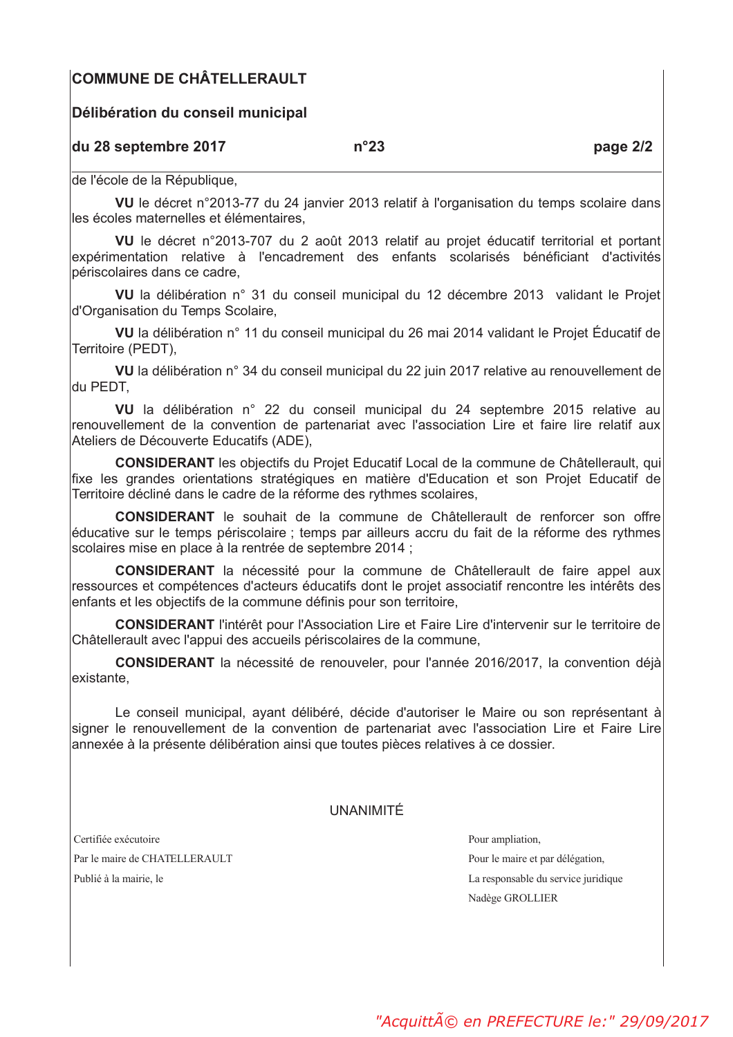de l'école de la République,

**VU** le décret n°2013-77 du 24 janvier 2013 relatif à l'organisation du temps scolaire dans les écoles maternelles et élémentaires,

**VU** le décret n°2013-707 du 2 août 2013 relatif au projet éducatif territorial et portant expérimentation relative à l'encadrement des enfants scolarisés bénéficiant d'activités périscolaires dans ce cadre,

**VU** la délibération n° 31 du conseil municipal du 12 décembre 2013 validant le Projet d'Organisation du Temps Scolaire,

**VU** la délibération n° 11 du conseil municipal du 26 mai 2014 validant le Projet Éducatif de Territoire (PEDT),

**VU** la délibération n° 34 du conseil municipal du 22 juin 2017 relative au renouvellement de du PEDT,

**VU** la délibération n° 22 du conseil municipal du 24 septembre 2015 relative au renouvellement de la convention de partenariat avec l'association Lire et faire lire relatif aux Ateliers de Découverte Educatifs (ADE),

**CONSIDERANT** les objectifs du Projet Educatif Local de la commune de Châtellerault, qui fixe les grandes orientations stratégiques en matière d'Education et son Projet Educatif de Territoire décliné dans le cadre de la réforme des rythmes scolaires,

**CONSIDERANT** le souhait de la commune de Châtellerault de renforcer son offre éducative sur le temps périscolaire ; temps par ailleurs accru du fait de la réforme des rythmes scolaires mise en place à la rentrée de septembre 2014 ;

**CONSIDERANT** la nécessité pour la commune de Châtellerault de faire appel aux ressources et compétences d'acteurs éducatifs dont le projet associatif rencontre les intérêts des enfants et les objectifs de la commune définis pour son territoire,

**CONSIDERANT** l'intérêt pour l'Association Lire et Faire Lire d'intervenir sur le territoire de Châtellerault avec l'appui des accueils périscolaires de la commune,

**CONSIDERANT** la nécessité de renouveler, pour l'année 2016/2017, la convention déjà existante,

Le conseil municipal, ayant délibéré, décide d'autoriser le Maire ou son représentant à signer le renouvellement de la convention de partenariat avec l'association Lire et Faire Lire annexée à la présente délibération ainsi que toutes pièces relatives à ce dossier.

UNANIMITÉ

Certifiée exécutoire
Par le maire de CHATELLERAULT
Publié à la mairie, le

Pour ampliation,
Pour le maire et par délégation,
La responsable du service juridique
Nadège GROLLIER

*"AcquittÃ© en PREFECTURE le:" 29/09/2017*